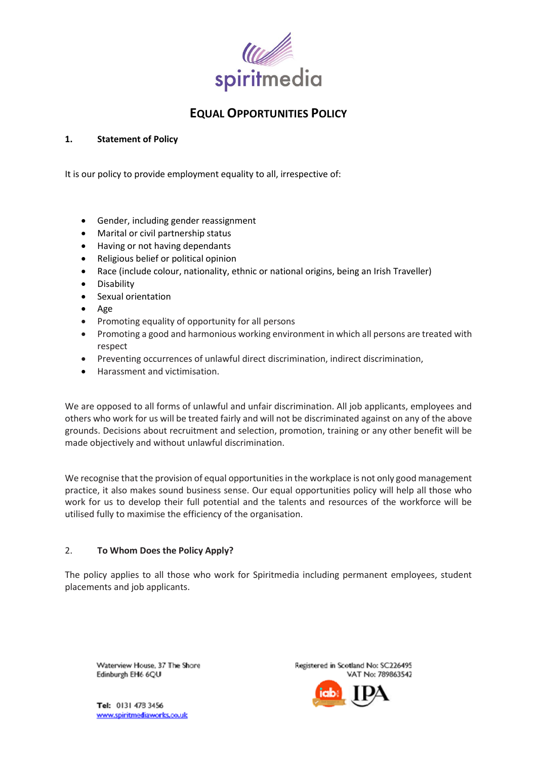# EQUAL OPPORTUNITIES POLICY

## 1. Statement of Policy

It is our policy to provide employment equality to all, irrespective of:

- Gender, including gender reassignment
- Marital or civil partnership status
- Having or not having dependants
- Religious belief or political opinion
- Race (include colour, nationality, ethnic or national origins, being an Irish Traveller)
- Disability
- Sexual orientation
- Age
- Promoting equality of opportunity for all persons
- Promoting a good and harmonious working environment in which all persons are treated with respect
- Preventing occurrences of unlawful direct discrimination, indirect discrimination,
- Harassment and victimisation.

We are opposed to all forms of unlawful and unfair discrimination. All job applicants, employees and others who work for us will be treated fairly and will not be discriminated against on any of the above grounds. Decisions about recruitment and selection, promotion, training or any other benefit will be made objectively and without unlawful discrimination.

We recognise that the provision of equal opportunities in the workplace is not only good management practice, it also makes sound business sense. Our equal opportunities policy will help all those who work for us to develop their full potential and the talents and resources of the workforce will be utilised fully to maximise the efficiency of the organisation.

## 2. To Whom Does the Policy Apply?

The policy applies to all those who work for Spiritmedia including permanent employees, student placements and job applicants.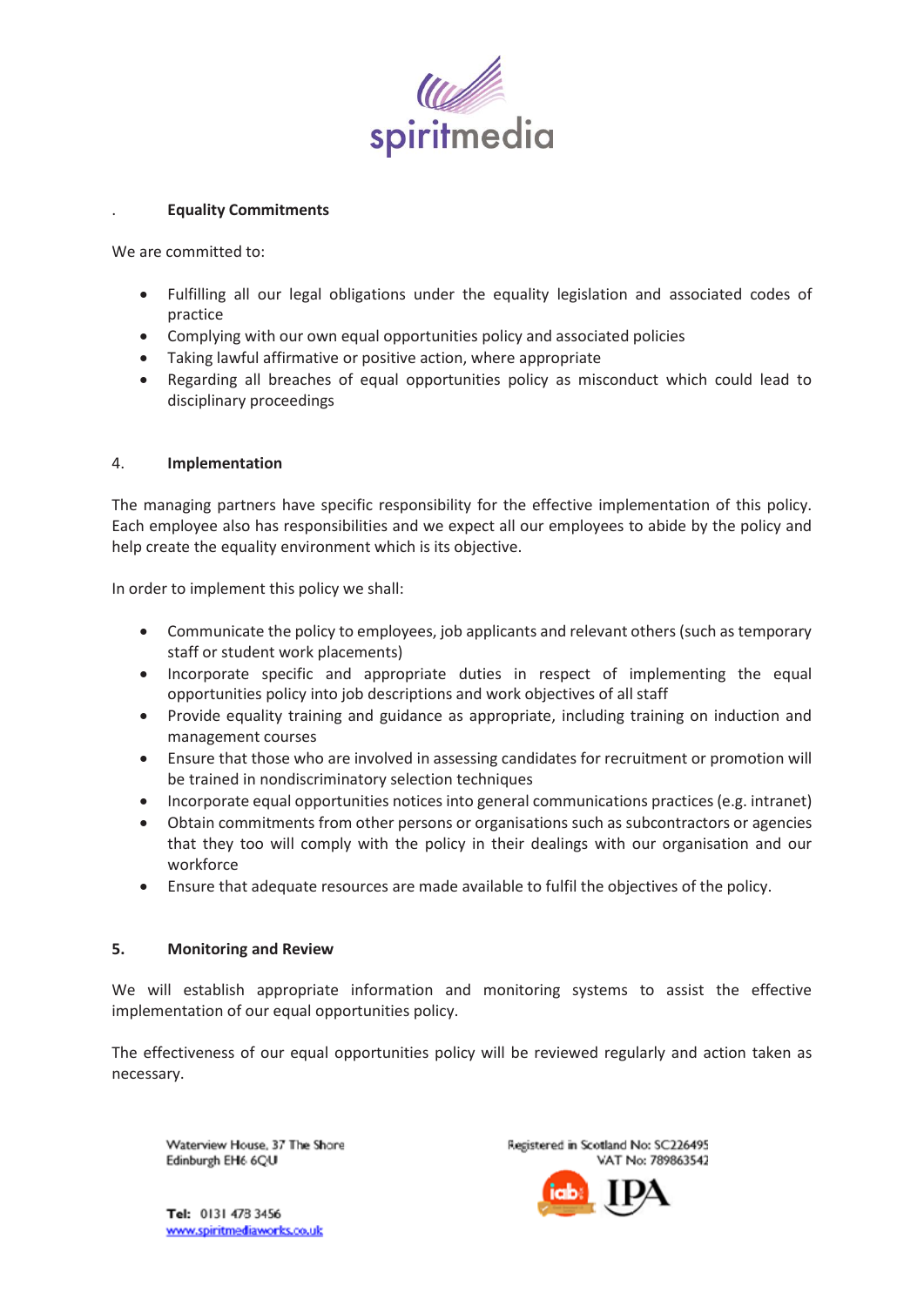### Equality Commitments

We are committed to:

- Fulfilling all our legal obligations under the equality legislation and associated codes of practice
- Complying with our own equal opportunities policy and associated policies
- Taking lawful affirmative or positive action, where appropriate
- Regarding all breaches of equal opportunities policy as misconduct which could lead to disciplinary proceedings

### 4. Implementation

The managing partners have specific responsibility for the effective implementation of this policy. Each employee also has responsibilities and we expect all our employees to abide by the policy and help create the equality environment which is its objective.

In order to implement this policy we shall:

- Communicate the policy to employees, job applicants and relevant others (such as temporary staff or student work placements)
- Incorporate specific and appropriate duties in respect of implementing the equal opportunities policy into job descriptions and work objectives of all staff
- Provide equality training and guidance as appropriate, including training on induction and management courses
- Ensure that those who are involved in assessing candidates for recruitment or promotion will be trained in nondiscriminatory selection techniques
- Incorporate equal opportunities notices into general communications practices (e.g. intranet)
- Obtain commitments from other persons or organisations such as subcontractors or agencies that they too will comply with the policy in their dealings with our organisation and our workforce
- Ensure that adequate resources are made available to fulfil the objectives of the policy.

### 5. Monitoring and Review

We will establish appropriate information and monitoring systems to assist the effective implementation of our equal opportunities policy.

The effectiveness of our equal opportunities policy will be reviewed regularly and action taken as necessary.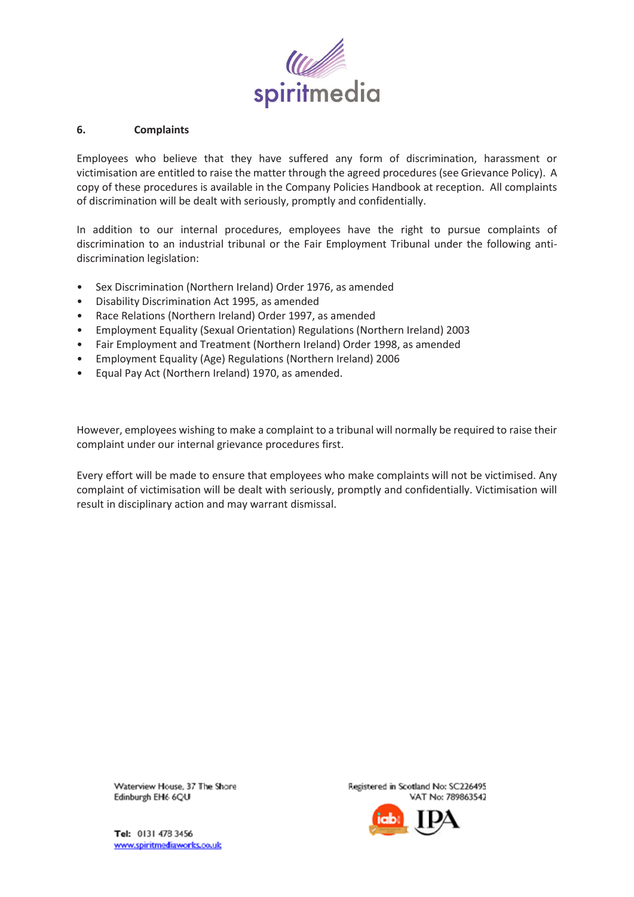## 6. Complaints

Employees who believe that they have suffered any form of discrimination, harassment or victimisation are entitled to raise the matter through the agreed procedures (see Grievance Policy). A copy of these procedures is available in the Company Policies Handbook at reception. All complaints of discrimination will be dealt with seriously, promptly and confidentially.

In addition to our internal procedures, employees have the right to pursue complaints of discrimination to an industrial tribunal or the Fair Employment Tribunal under the following anti-discrimination legislation:

- Sex Discrimination (Northern Ireland) Order 1976, as amended
- Disability Discrimination Act 1995, as amended
- Race Relations (Northern Ireland) Order 1997, as amended
- Employment Equality (Sexual Orientation) Regulations (Northern Ireland) 2003
- Fair Employment and Treatment (Northern Ireland) Order 1998, as amended
- Employment Equality (Age) Regulations (Northern Ireland) 2006
- Equal Pay Act (Northern Ireland) 1970, as amended.

However, employees wishing to make a complaint to a tribunal will normally be required to raise their complaint under our internal grievance procedures first.

Every effort will be made to ensure that employees who make complaints will not be victimised. Any complaint of victimisation will be dealt with seriously, promptly and confidentially. Victimisation will result in disciplinary action and may warrant dismissal.